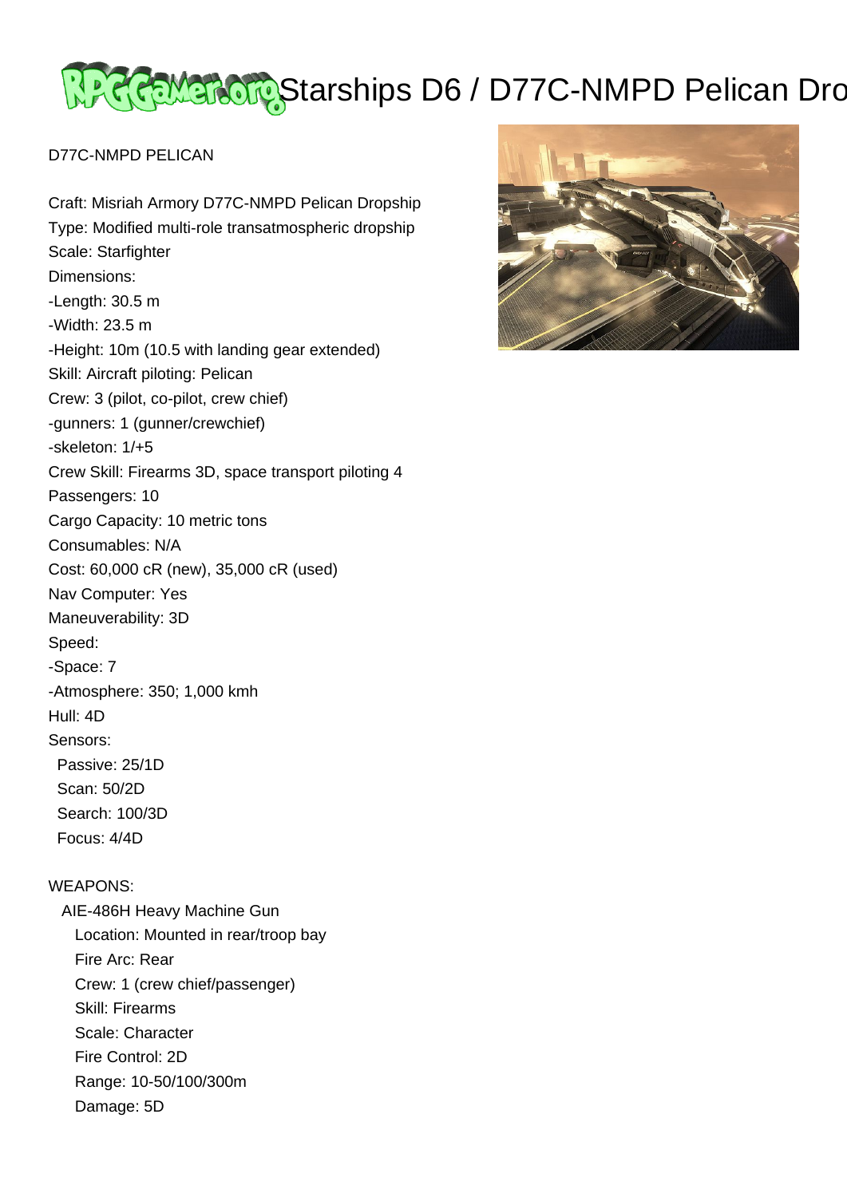# Starships D6 / D77C-NMPD Pelican Dro

D77C-NMPD PELICAN

Craft: Misriah Armory D77C-NMPD Pelican Dropship
Type: Modified multi-role transatmospheric dropship
Scale: Starfighter
Dimensions:
-Length: 30.5 m
-Width: 23.5 m
-Height: 10m (10.5 with landing gear extended)
Skill: Aircraft piloting: Pelican
Crew: 3 (pilot, co-pilot, crew chief)
-gunners: 1 (gunner/crewchief)
-skeleton: 1/+5
Crew Skill: Firearms 3D, space transport piloting 4
Passengers: 10
Cargo Capacity: 10 metric tons
Consumables: N/A
Cost: 60,000 cR (new), 35,000 cR (used)
Nav Computer: Yes
Maneuverability: 3D
Speed:
-Space: 7
-Atmosphere: 350; 1,000 kmh
Hull: 4D
Sensors:
Passive: 25/1D
Scan: 50/2D
Search: 100/3D
Focus: 4/4D

WEAPONS:

AIE-486H Heavy Machine Gun
Location: Mounted in rear/troop bay
Fire Arc: Rear
Crew: 1 (crew chief/passenger)
Skill: Firearms
Scale: Character
Fire Control: 2D
Range: 10-50/100/300m
Damage: 5D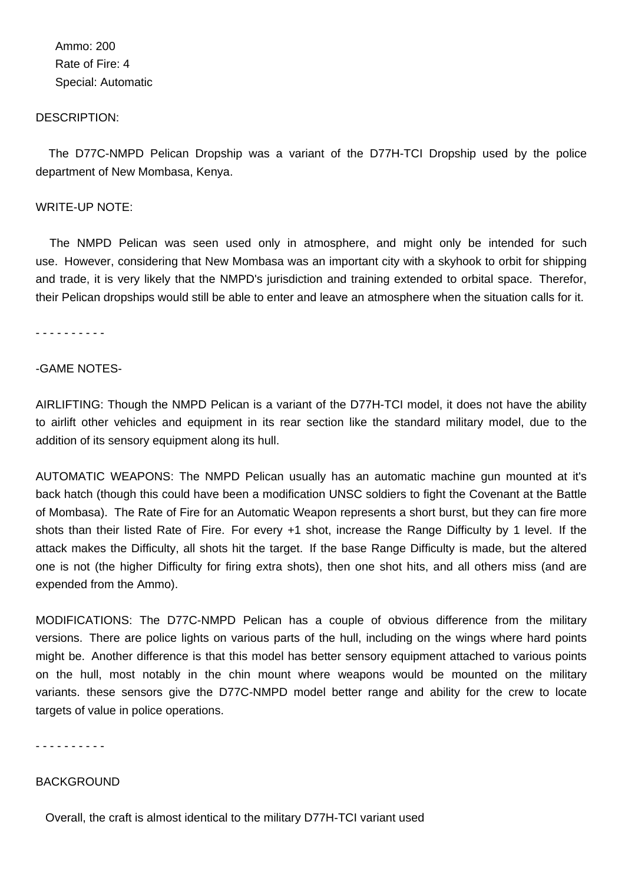Ammo: 200
Rate of Fire: 4
Special: Automatic

DESCRIPTION:

The D77C-NMPD Pelican Dropship was a variant of the D77H-TCI Dropship used by the police department of New Mombasa, Kenya.

WRITE-UP NOTE:

The NMPD Pelican was seen used only in atmosphere, and might only be intended for such use. However, considering that New Mombasa was an important city with a skyhook to orbit for shipping and trade, it is very likely that the NMPD's jurisdiction and training extended to orbital space. Therefor, their Pelican dropships would still be able to enter and leave an atmosphere when the situation calls for it.

- - - - - - - - - -

-GAME NOTES-

AIRLIFTING: Though the NMPD Pelican is a variant of the D77H-TCI model, it does not have the ability to airlift other vehicles and equipment in its rear section like the standard military model, due to the addition of its sensory equipment along its hull.

AUTOMATIC WEAPONS: The NMPD Pelican usually has an automatic machine gun mounted at it's back hatch (though this could have been a modification UNSC soldiers to fight the Covenant at the Battle of Mombasa). The Rate of Fire for an Automatic Weapon represents a short burst, but they can fire more shots than their listed Rate of Fire. For every +1 shot, increase the Range Difficulty by 1 level. If the attack makes the Difficulty, all shots hit the target. If the base Range Difficulty is made, but the altered one is not (the higher Difficulty for firing extra shots), then one shot hits, and all others miss (and are expended from the Ammo).

MODIFICATIONS: The D77C-NMPD Pelican has a couple of obvious difference from the military versions. There are police lights on various parts of the hull, including on the wings where hard points might be. Another difference is that this model has better sensory equipment attached to various points on the hull, most notably in the chin mount where weapons would be mounted on the military variants. these sensors give the D77C-NMPD model better range and ability for the crew to locate targets of value in police operations.

- - - - - - - - - -

BACKGROUND

Overall, the craft is almost identical to the military D77H-TCI variant used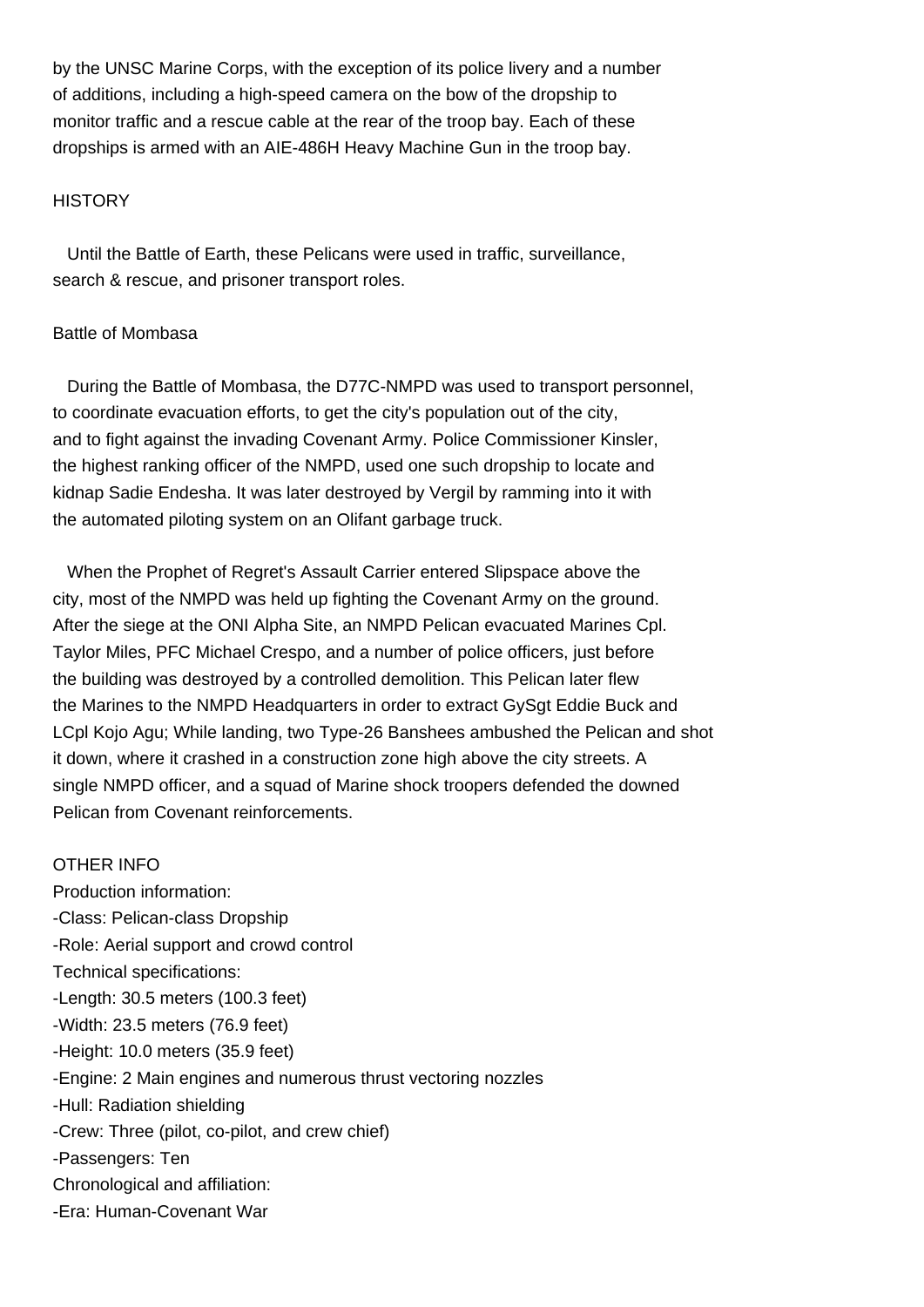by the UNSC Marine Corps, with the exception of its police livery and a number of additions, including a high-speed camera on the bow of the dropship to monitor traffic and a rescue cable at the rear of the troop bay. Each of these dropships is armed with an AIE-486H Heavy Machine Gun in the troop bay.

## HISTORY

Until the Battle of Earth, these Pelicans were used in traffic, surveillance, search & rescue, and prisoner transport roles.

### Battle of Mombasa

During the Battle of Mombasa, the D77C-NMPD was used to transport personnel, to coordinate evacuation efforts, to get the city's population out of the city, and to fight against the invading Covenant Army. Police Commissioner Kinsler, the highest ranking officer of the NMPD, used one such dropship to locate and kidnap Sadie Endesha. It was later destroyed by Vergil by ramming into it with the automated piloting system on an Olifant garbage truck.

When the Prophet of Regret's Assault Carrier entered Slipspace above the city, most of the NMPD was held up fighting the Covenant Army on the ground. After the siege at the ONI Alpha Site, an NMPD Pelican evacuated Marines Cpl. Taylor Miles, PFC Michael Crespo, and a number of police officers, just before the building was destroyed by a controlled demolition. This Pelican later flew the Marines to the NMPD Headquarters in order to extract GySgt Eddie Buck and LCpl Kojo Agu; While landing, two Type-26 Banshees ambushed the Pelican and shot it down, where it crashed in a construction zone high above the city streets. A single NMPD officer, and a squad of Marine shock troopers defended the downed Pelican from Covenant reinforcements.

## OTHER INFO

Production information:
- Class: Pelican-class Dropship
- Role: Aerial support and crowd control

Technical specifications:
- Length: 30.5 meters (100.3 feet)
- Width: 23.5 meters (76.9 feet)
- Height: 10.0 meters (35.9 feet)
- Engine: 2 Main engines and numerous thrust vectoring nozzles
- Hull: Radiation shielding
- Crew: Three (pilot, co-pilot, and crew chief)
- Passengers: Ten

Chronological and affiliation:
- Era: Human-Covenant War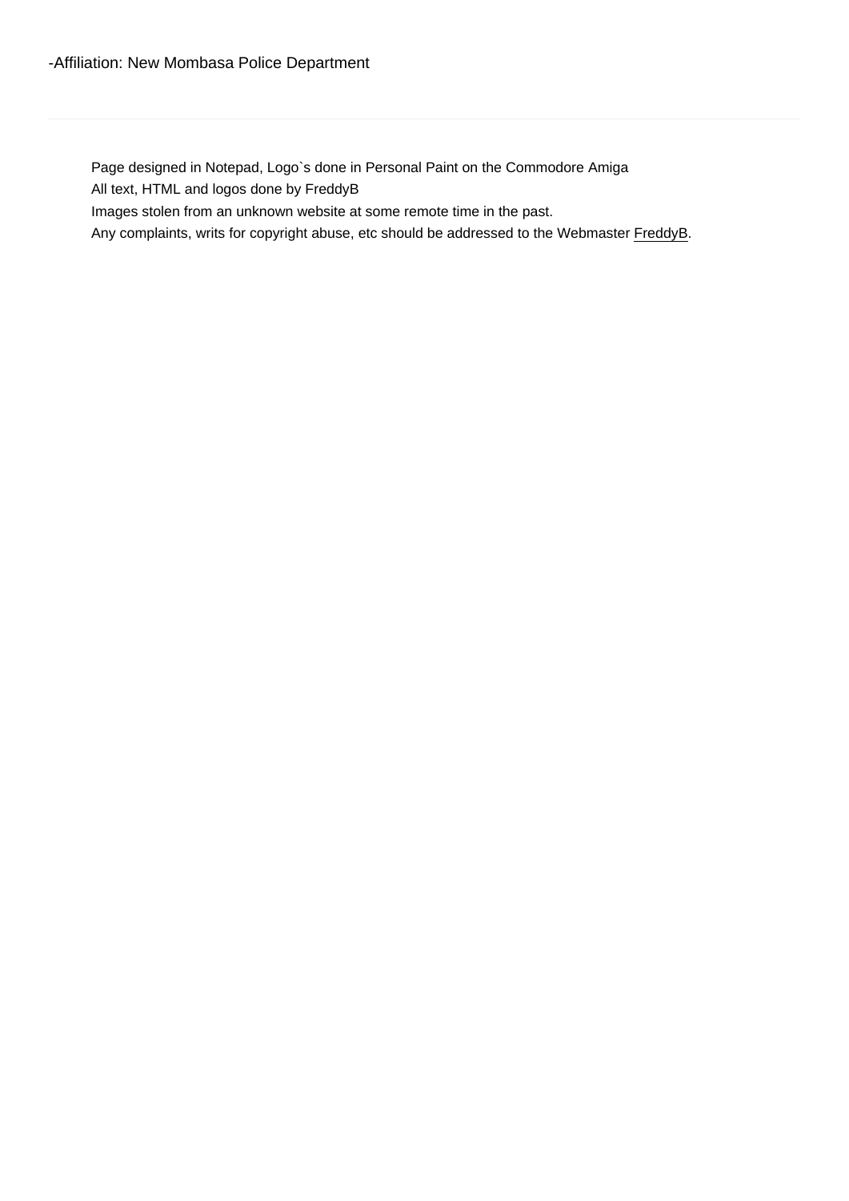-Affiliation: New Mombasa Police Department

---

Page designed in Notepad, Logo`s done in Personal Paint on the Commodore Amiga

All text, HTML and logos done by FreddyB

Images stolen from an unknown website at some remote time in the past.

Any complaints, writs for copyright abuse, etc should be addressed to the Webmaster FreddyB.